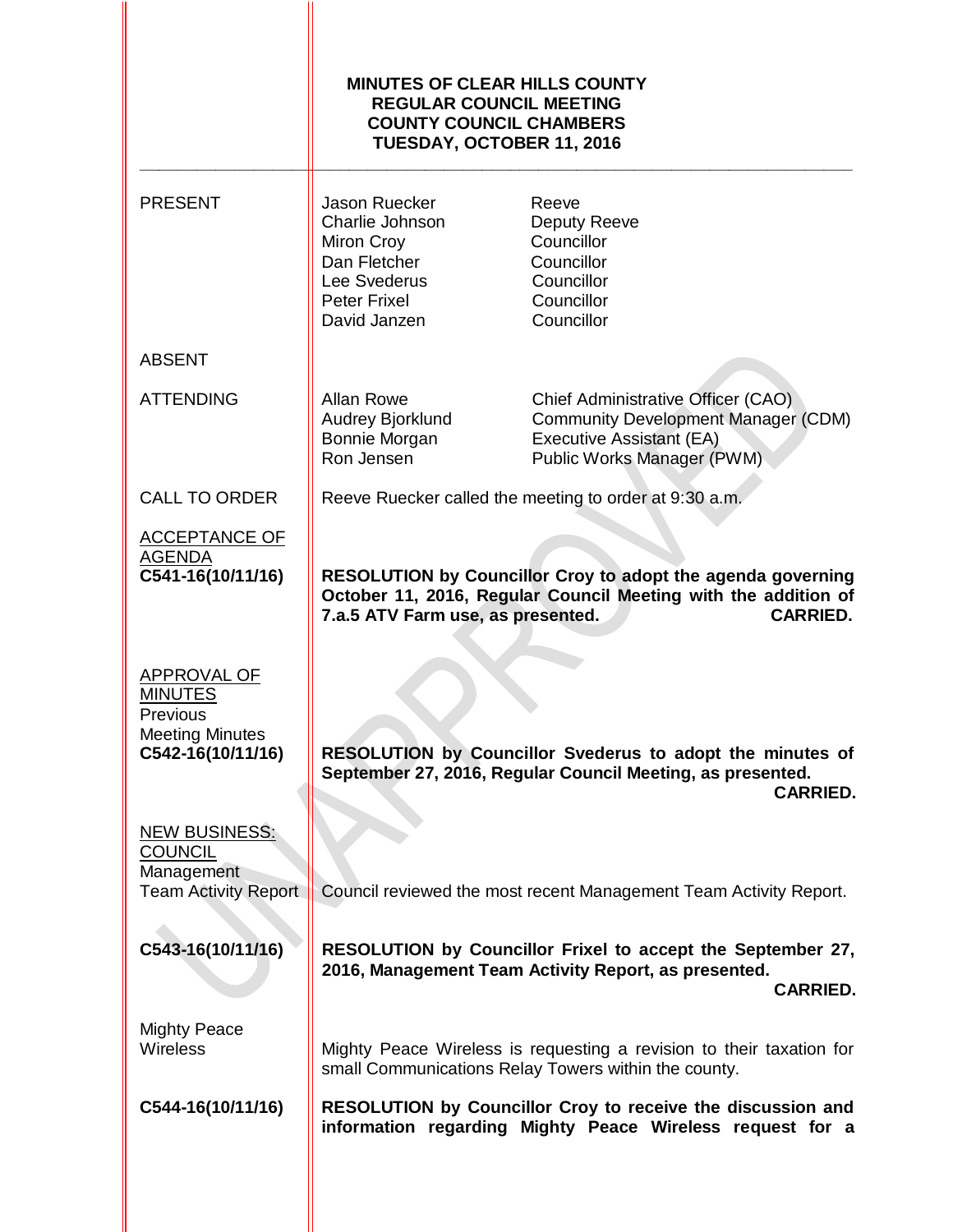**MINUTES OF CLEAR HILLS COUNTY**
**REGULAR COUNCIL MEETING**
**COUNTY COUNCIL CHAMBERS**
**TUESDAY, OCTOBER 11, 2016**

---

PRESENT

| Name | Title |
|---|---|
| Jason Ruecker | Reeve |
| Charlie Johnson | Deputy Reeve |
| Miron Croy | Councillor |
| Dan Fletcher | Councillor |
| Lee Svederus | Councillor |
| Peter Frixel | Councillor |
| David Janzen | Councillor |

ABSENT

ATTENDING

| Name | Title |
|---|---|
| Allan Rowe | Chief Administrative Officer (CAO) |
| Audrey Bjorklund | Community Development Manager (CDM) |
| Bonnie Morgan | Executive Assistant (EA) |
| Ron Jensen | Public Works Manager (PWM) |

CALL TO ORDER

Reeve Ruecker called the meeting to order at 9:30 a.m.

ACCEPTANCE OF AGENDA

**C541-16(10/11/16)**

**RESOLUTION by Councillor Croy to adopt the agenda governing October 11, 2016, Regular Council Meeting with the addition of 7.a.5 ATV Farm use, as presented. CARRIED.**

APPROVAL OF MINUTES

Previous Meeting Minutes

**C542-16(10/11/16)**

**RESOLUTION by Councillor Svederus to adopt the minutes of September 27, 2016, Regular Council Meeting, as presented. CARRIED.**

NEW BUSINESS: COUNCIL

Management Team Activity Report

Council reviewed the most recent Management Team Activity Report.

**C543-16(10/11/16)**

**RESOLUTION by Councillor Frixel to accept the September 27, 2016, Management Team Activity Report, as presented. CARRIED.**

Mighty Peace Wireless

Mighty Peace Wireless is requesting a revision to their taxation for small Communications Relay Towers within the county.

**C544-16(10/11/16)**

**RESOLUTION by Councillor Croy to receive the discussion and information regarding Mighty Peace Wireless request for a**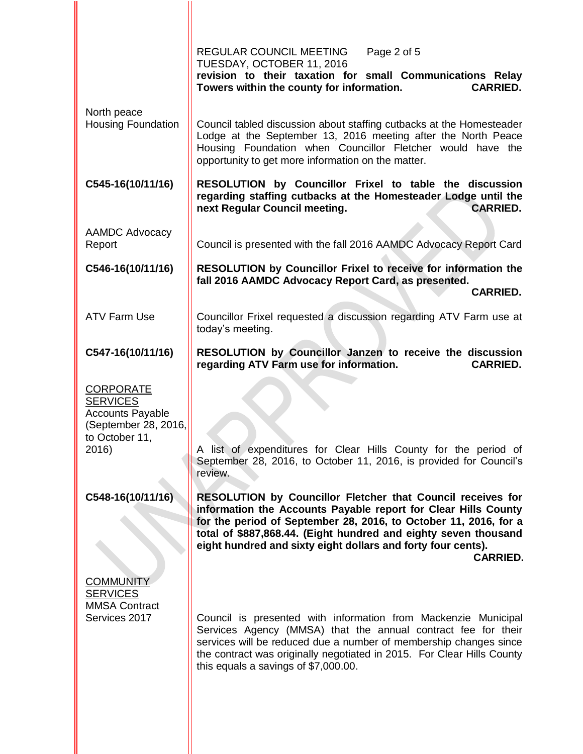**revision to their taxation for small Communications Relay Towers within the county for information. CARRIED.**

| | |
|---|---|
| North peace Housing Foundation | Council tabled discussion about staffing cutbacks at the Homesteader Lodge at the September 13, 2016 meeting after the North Peace Housing Foundation when Councillor Fletcher would have the opportunity to get more information on the matter. |
| **C545-16(10/11/16)** | **RESOLUTION by Councillor Frixel to table the discussion regarding staffing cutbacks at the Homesteader Lodge until the next Regular Council meeting. CARRIED.** |
| AAMDC Advocacy Report | Council is presented with the fall 2016 AAMDC Advocacy Report Card |
| **C546-16(10/11/16)** | **RESOLUTION by Councillor Frixel to receive for information the fall 2016 AAMDC Advocacy Report Card, as presented. CARRIED.** |
| ATV Farm Use | Councillor Frixel requested a discussion regarding ATV Farm use at today's meeting. |
| **C547-16(10/11/16)** | **RESOLUTION by Councillor Janzen to receive the discussion regarding ATV Farm use for information. CARRIED.** |
| CORPORATE SERVICES<br>Accounts Payable (September 28, 2016, to October 11, 2016) | A list of expenditures for Clear Hills County for the period of September 28, 2016, to October 11, 2016, is provided for Council's review. |
| **C548-16(10/11/16)** | **RESOLUTION by Councillor Fletcher that Council receives for information the Accounts Payable report for Clear Hills County for the period of September 28, 2016, to October 11, 2016, for a total of $887,868.44. (Eight hundred and eighty seven thousand eight hundred and sixty eight dollars and forty four cents). CARRIED.** |
| COMMUNITY SERVICES<br>MMSA Contract Services 2017 | Council is presented with information from Mackenzie Municipal Services Agency (MMSA) that the annual contract fee for their services will be reduced due a number of membership changes since the contract was originally negotiated in 2015. For Clear Hills County this equals a savings of $7,000.00. |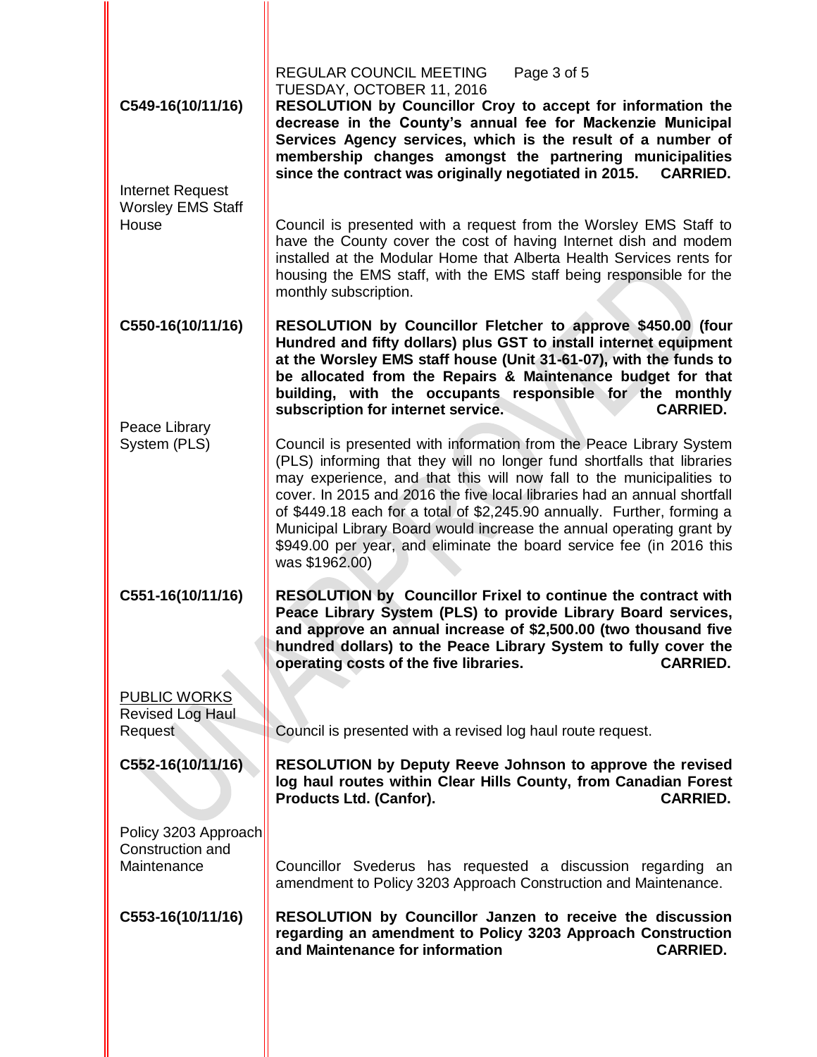**C549-16(10/11/16)** **RESOLUTION by Councillor Croy to accept for information the decrease in the County's annual fee for Mackenzie Municipal Services Agency services, which is the result of a number of membership changes amongst the partnering municipalities since the contract was originally negotiated in 2015. CARRIED.**

Internet Request Worsley EMS Staff House

Council is presented with a request from the Worsley EMS Staff to have the County cover the cost of having Internet dish and modem installed at the Modular Home that Alberta Health Services rents for housing the EMS staff, with the EMS staff being responsible for the monthly subscription.

**C550-16(10/11/16)** **RESOLUTION by Councillor Fletcher to approve $450.00 (four Hundred and fifty dollars) plus GST to install internet equipment at the Worsley EMS staff house (Unit 31-61-07), with the funds to be allocated from the Repairs & Maintenance budget for that building, with the occupants responsible for the monthly subscription for internet service. CARRIED.**

Peace Library System (PLS)

Council is presented with information from the Peace Library System (PLS) informing that they will no longer fund shortfalls that libraries may experience, and that this will now fall to the municipalities to cover. In 2015 and 2016 the five local libraries had an annual shortfall of $449.18 each for a total of $2,245.90 annually. Further, forming a Municipal Library Board would increase the annual operating grant by $949.00 per year, and eliminate the board service fee (in 2016 this was $1962.00)

**C551-16(10/11/16)** **RESOLUTION by Councillor Frixel to continue the contract with Peace Library System (PLS) to provide Library Board services, and approve an annual increase of $2,500.00 (two thousand five hundred dollars) to the Peace Library System to fully cover the operating costs of the five libraries. CARRIED.**

PUBLIC WORKS

Revised Log Haul Request

Council is presented with a revised log haul route request.

**C552-16(10/11/16)** **RESOLUTION by Deputy Reeve Johnson to approve the revised log haul routes within Clear Hills County, from Canadian Forest Products Ltd. (Canfor). CARRIED.**

Policy 3203 Approach Construction and Maintenance

Councillor Svederus has requested a discussion regarding an amendment to Policy 3203 Approach Construction and Maintenance.

**C553-16(10/11/16)** **RESOLUTION by Councillor Janzen to receive the discussion regarding an amendment to Policy 3203 Approach Construction and Maintenance for information CARRIED.**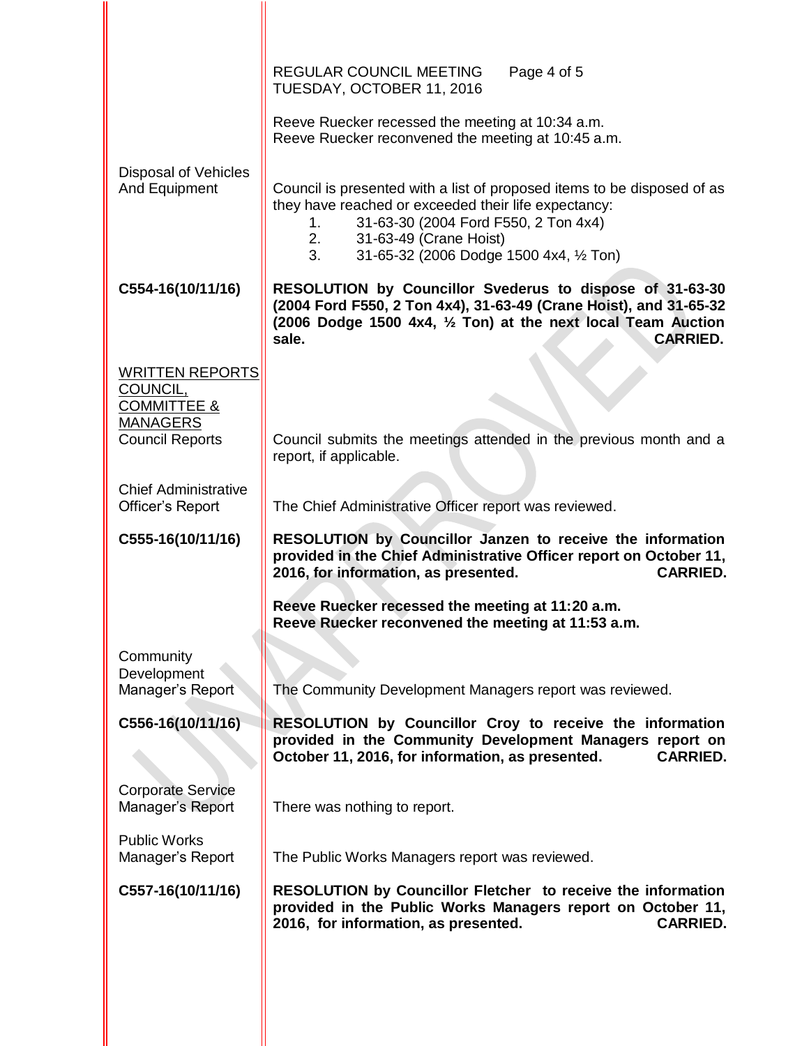Reeve Ruecker recessed the meeting at 10:34 a.m.
Reeve Ruecker reconvened the meeting at 10:45 a.m.

**Disposal of Vehicles And Equipment**

Council is presented with a list of proposed items to be disposed of as they have reached or exceeded their life expectancy:

1. 31-63-30 (2004 Ford F550, 2 Ton 4x4)
2. 31-63-49 (Crane Hoist)
3. 31-65-32 (2006 Dodge 1500 4x4, ½ Ton)

**C554-16(10/11/16)** **RESOLUTION by Councillor Svederus to dispose of 31-63-30 (2004 Ford F550, 2 Ton 4x4), 31-63-49 (Crane Hoist), and 31-65-32 (2006 Dodge 1500 4x4, ½ Ton) at the next local Team Auction sale. CARRIED.**

## WRITTEN REPORTS COUNCIL, COMMITTEE & MANAGERS

**Council Reports**

Council submits the meetings attended in the previous month and a report, if applicable.

**Chief Administrative Officer's Report**

The Chief Administrative Officer report was reviewed.

**C555-16(10/11/16)** **RESOLUTION by Councillor Janzen to receive the information provided in the Chief Administrative Officer report on October 11, 2016, for information, as presented. CARRIED.**

**Reeve Ruecker recessed the meeting at 11:20 a.m.**
**Reeve Ruecker reconvened the meeting at 11:53 a.m.**

**Community Development Manager's Report**

The Community Development Managers report was reviewed.

**C556-16(10/11/16)** **RESOLUTION by Councillor Croy to receive the information provided in the Community Development Managers report on October 11, 2016, for information, as presented. CARRIED.**

**Corporate Service Manager's Report**

There was nothing to report.

**Public Works Manager's Report**

The Public Works Managers report was reviewed.

**C557-16(10/11/16)** **RESOLUTION by Councillor Fletcher to receive the information provided in the Public Works Managers report on October 11, 2016, for information, as presented. CARRIED.**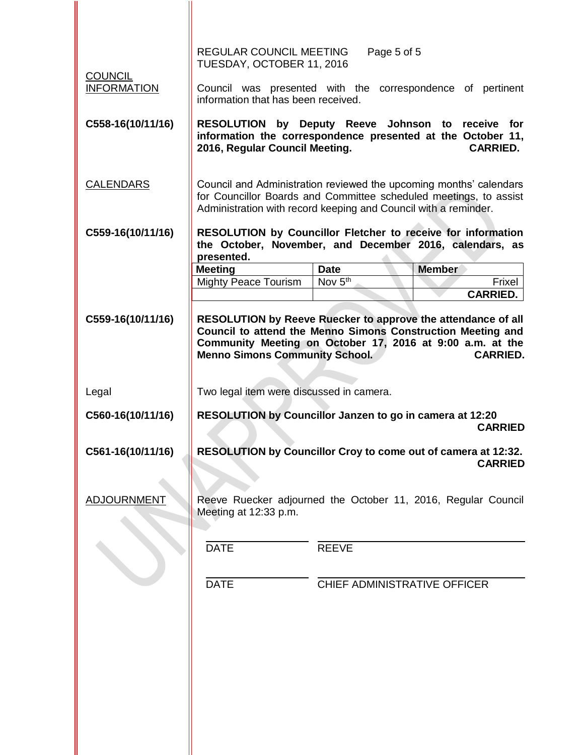REGULAR COUNCIL MEETING
TUESDAY, OCTOBER 11, 2016

COUNCIL INFORMATION

Council was presented with the correspondence of pertinent information that has been received.

**C558-16(10/11/16)**

**RESOLUTION by Deputy Reeve Johnson to receive for information the correspondence presented at the October 11, 2016, Regular Council Meeting. CARRIED.**

CALENDARS

Council and Administration reviewed the upcoming months' calendars for Councillor Boards and Committee scheduled meetings, to assist Administration with record keeping and Council with a reminder.

**C559-16(10/11/16)**

**RESOLUTION by Councillor Fletcher to receive for information the October, November, and December 2016, calendars, as presented.**

| **Meeting** | **Date** | **Member** |
| --- | --- | --- |
| Mighty Peace Tourism | Nov 5th | Frixel |
| | | **CARRIED.** |

**C559-16(10/11/16)**

**RESOLUTION by Reeve Ruecker to approve the attendance of all Council to attend the Menno Simons Construction Meeting and Community Meeting on October 17, 2016 at 9:00 a.m. at the Menno Simons Community School. CARRIED.**

Legal

Two legal item were discussed in camera.

**C560-16(10/11/16)**

**RESOLUTION by Councillor Janzen to go in camera at 12:20 CARRIED**

**C561-16(10/11/16)**

**RESOLUTION by Councillor Croy to come out of camera at 12:32. CARRIED**

ADJOURNMENT

Reeve Ruecker adjourned the October 11, 2016, Regular Council Meeting at 12:33 p.m.

DATE ______________ REEVE ______________

DATE ______________ CHIEF ADMINISTRATIVE OFFICER ______________